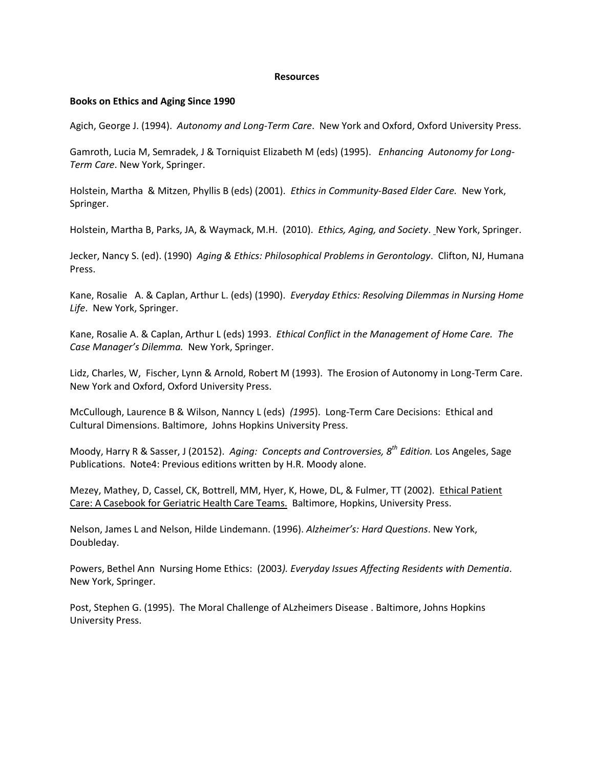**Resources**

**Books on Ethics and Aging Since 1990**

Agich, George J. (1994). *Autonomy and Long-Term Care*. New York and Oxford, Oxford University Press.

Gamroth, Lucia M, Semradek, J & Torniquist Elizabeth M (eds) (1995). *Enhancing Autonomy for Long-Term Care*. New York, Springer.

Holstein, Martha & Mitzen, Phyllis B (eds) (2001). *Ethics in Community-Based Elder Care.* New York, Springer.

Holstein, Martha B, Parks, JA, & Waymack, M.H. (2010). *Ethics, Aging, and Society*. New York, Springer.

Jecker, Nancy S. (ed). (1990) *Aging & Ethics: Philosophical Problems in Gerontology*. Clifton, NJ, Humana Press.

Kane, Rosalie A. & Caplan, Arthur L. (eds) (1990). *Everyday Ethics: Resolving Dilemmas in Nursing Home Life*. New York, Springer.

Kane, Rosalie A. & Caplan, Arthur L (eds) 1993. *Ethical Conflict in the Management of Home Care. The Case Manager's Dilemma.* New York, Springer.

Lidz, Charles, W, Fischer, Lynn & Arnold, Robert M (1993). The Erosion of Autonomy in Long-Term Care. New York and Oxford, Oxford University Press.

McCullough, Laurence B & Wilson, Nanncy L (eds) *(1995*). Long-Term Care Decisions: Ethical and Cultural Dimensions. Baltimore, Johns Hopkins University Press.

Moody, Harry R & Sasser, J (20152). *Aging: Concepts and Controversies, 8th Edition.* Los Angeles, Sage Publications. Note4: Previous editions written by H.R. Moody alone.

Mezey, Mathey, D, Cassel, CK, Bottrell, MM, Hyer, K, Howe, DL, & Fulmer, TT (2002). Ethical Patient Care: A Casebook for Geriatric Health Care Teams. Baltimore, Hopkins, University Press.

Nelson, James L and Nelson, Hilde Lindemann. (1996). *Alzheimer's: Hard Questions*. New York, Doubleday.

Powers, Bethel Ann Nursing Home Ethics: (2003*). Everyday Issues Affecting Residents with Dementia*. New York, Springer.

Post, Stephen G. (1995). The Moral Challenge of ALzheimers Disease . Baltimore, Johns Hopkins University Press.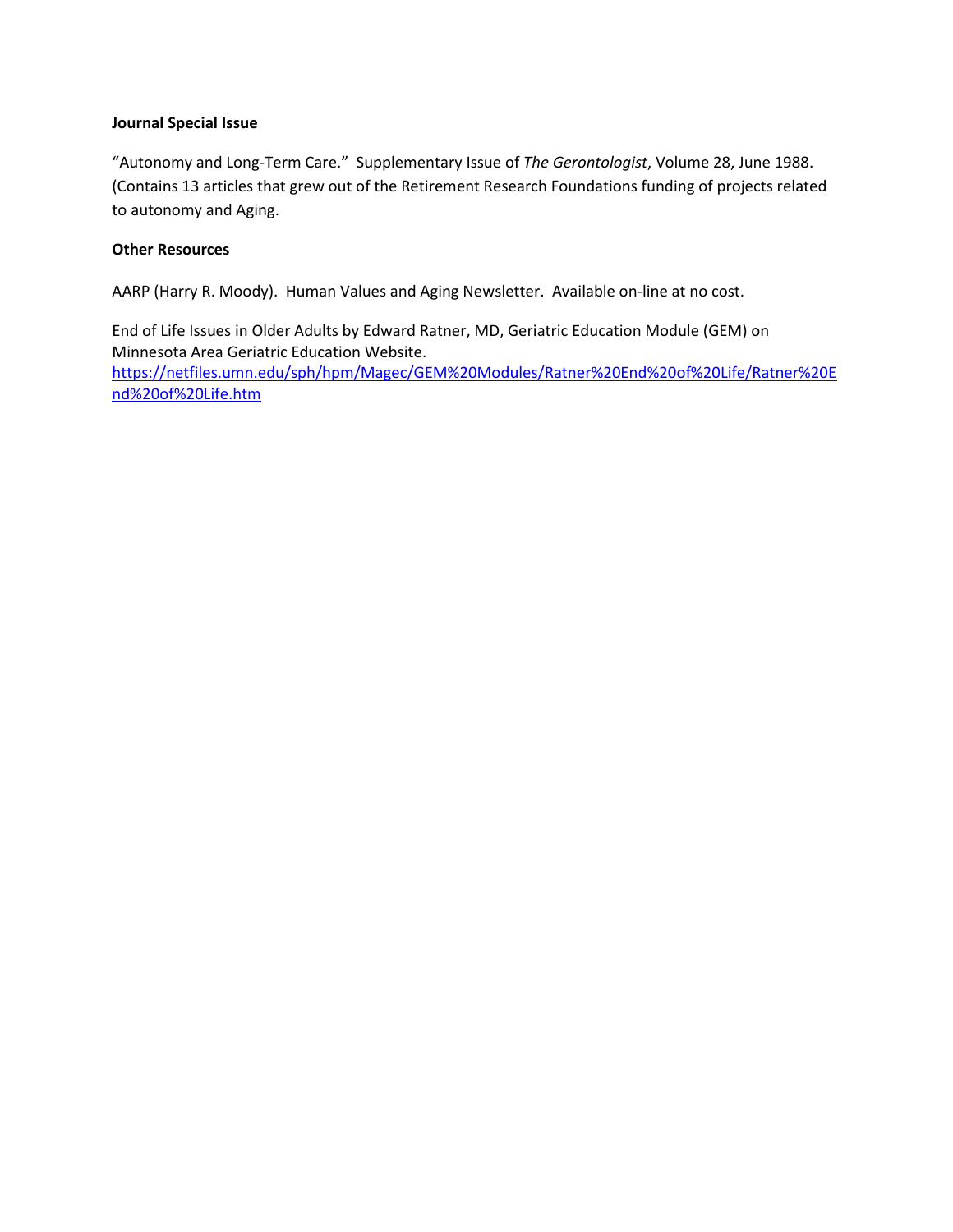**Journal Special Issue**

"Autonomy and Long-Term Care." Supplementary Issue of *The Gerontologist*, Volume 28, June 1988. (Contains 13 articles that grew out of the Retirement Research Foundations funding of projects related to autonomy and Aging.

**Other Resources**

AARP (Harry R. Moody). Human Values and Aging Newsletter. Available on-line at no cost.

End of Life Issues in Older Adults by Edward Ratner, MD, Geriatric Education Module (GEM) on Minnesota Area Geriatric Education Website.
[https://netfiles.umn.edu/sph/hpm/Magec/GEM%20Modules/Ratner%20End%20of%20Life/Ratner%20End%20of%20Life.htm](https://netfiles.umn.edu/sph/hpm/Magec/GEM%20Modules/Ratner%20End%20of%20Life/Ratner%20End%20of%20Life.htm)